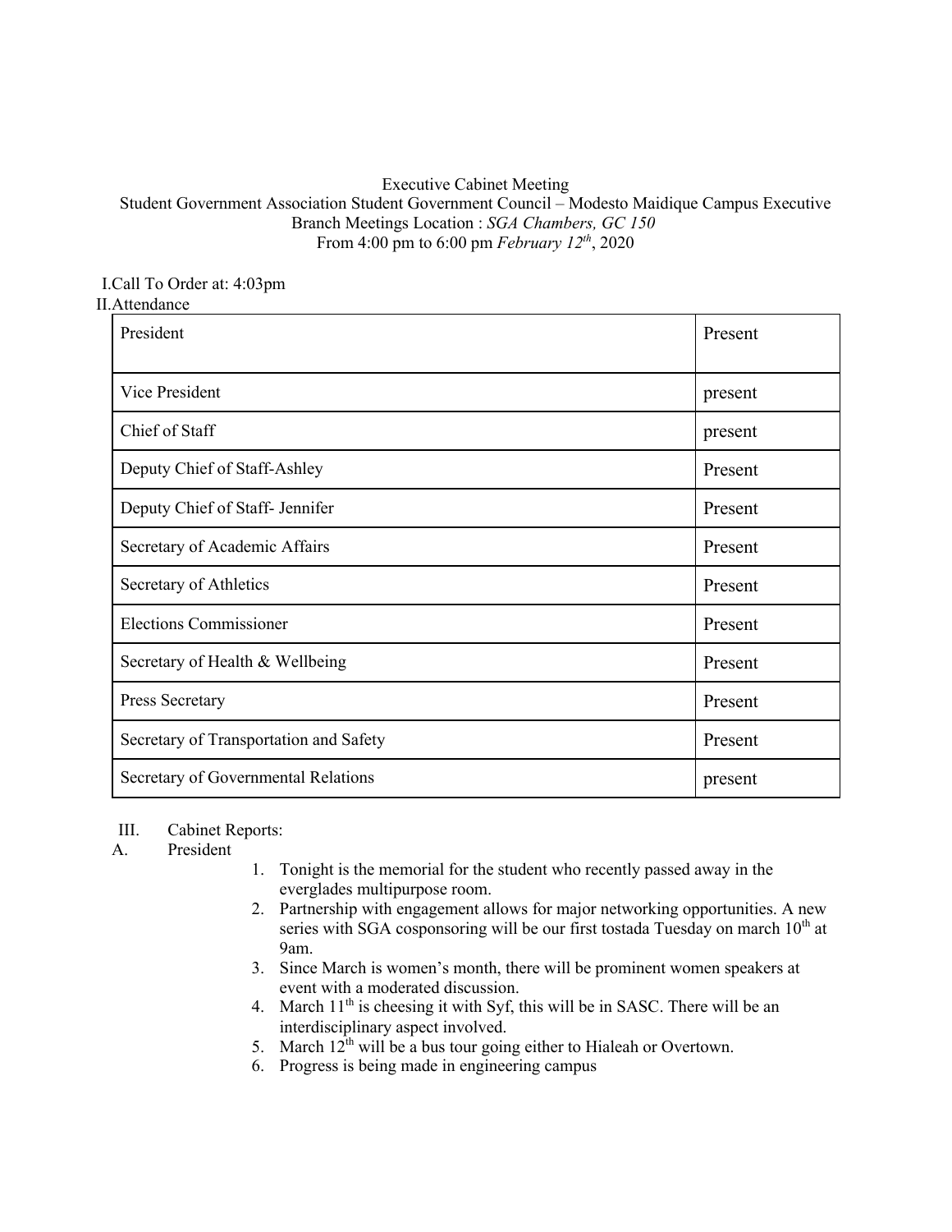Executive Cabinet Meeting

Student Government Association Student Government Council – Modesto Maidique Campus Executive Branch Meetings Location : *SGA Chambers, GC 150*

From 4:00 pm to 6:00 pm *February 12th*, 2020

I. Call To Order at: 4:03pm

II. Attendance

| | |
|---|---|
| President | Present |
| Vice President | present |
| Chief of Staff | present |
| Deputy Chief of Staff-Ashley | Present |
| Deputy Chief of Staff- Jennifer | Present |
| Secretary of Academic Affairs | Present |
| Secretary of Athletics | Present |
| Elections Commissioner | Present |
| Secretary of Health & Wellbeing | Present |
| Press Secretary | Present |
| Secretary of Transportation and Safety | Present |
| Secretary of Governmental Relations | present |

III. Cabinet Reports:

A. President

1. Tonight is the memorial for the student who recently passed away in the everglades multipurpose room.
2. Partnership with engagement allows for major networking opportunities. A new series with SGA cosponsoring will be our first tostada Tuesday on march 10th at 9am.
3. Since March is women's month, there will be prominent women speakers at event with a moderated discussion.
4. March 11th is cheesing it with Syf, this will be in SASC. There will be an interdisciplinary aspect involved.
5. March 12th will be a bus tour going either to Hialeah or Overtown.
6. Progress is being made in engineering campus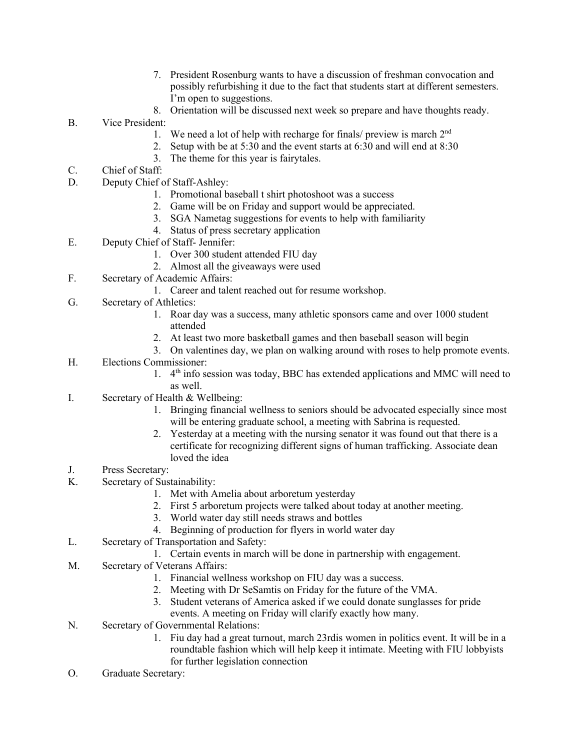7. President Rosenburg wants to have a discussion of freshman convocation and possibly refurbishing it due to the fact that students start at different semesters. I'm open to suggestions.
8. Orientation will be discussed next week so prepare and have thoughts ready.

B. Vice President:
1. We need a lot of help with recharge for finals/ preview is march 2nd
2. Setup with be at 5:30 and the event starts at 6:30 and will end at 8:30
3. The theme for this year is fairytales.

C. Chief of Staff:

D. Deputy Chief of Staff-Ashley:
1. Promotional baseball t shirt photoshoot was a success
2. Game will be on Friday and support would be appreciated.
3. SGA Nametag suggestions for events to help with familiarity
4. Status of press secretary application

E. Deputy Chief of Staff- Jennifer:
1. Over 300 student attended FIU day
2. Almost all the giveaways were used

F. Secretary of Academic Affairs:
1. Career and talent reached out for resume workshop.

G. Secretary of Athletics:
1. Roar day was a success, many athletic sponsors came and over 1000 student attended
2. At least two more basketball games and then baseball season will begin
3. On valentines day, we plan on walking around with roses to help promote events.

H. Elections Commissioner:
1. 4th info session was today, BBC has extended applications and MMC will need to as well.

I. Secretary of Health & Wellbeing:
1. Bringing financial wellness to seniors should be advocated especially since most will be entering graduate school, a meeting with Sabrina is requested.
2. Yesterday at a meeting with the nursing senator it was found out that there is a certificate for recognizing different signs of human trafficking. Associate dean loved the idea

J. Press Secretary:

K. Secretary of Sustainability:
1. Met with Amelia about arboretum yesterday
2. First 5 arboretum projects were talked about today at another meeting.
3. World water day still needs straws and bottles
4. Beginning of production for flyers in world water day

L. Secretary of Transportation and Safety:
1. Certain events in march will be done in partnership with engagement.

M. Secretary of Veterans Affairs:
1. Financial wellness workshop on FIU day was a success.
2. Meeting with Dr SeSamtis on Friday for the future of the VMA.
3. Student veterans of America asked if we could donate sunglasses for pride events. A meeting on Friday will clarify exactly how many.

N. Secretary of Governmental Relations:
1. Fiu day had a great turnout, march 23rdis women in politics event. It will be in a roundtable fashion which will help keep it intimate. Meeting with FIU lobbyists for further legislation connection

O. Graduate Secretary: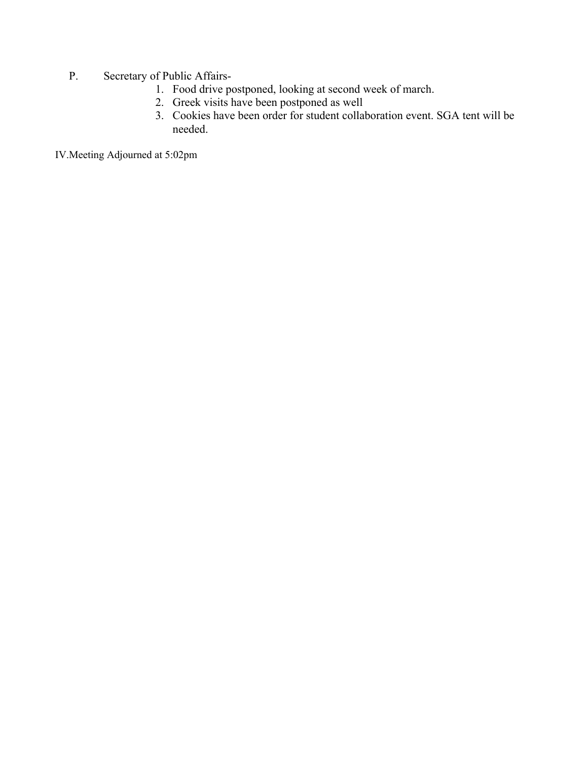P. Secretary of Public Affairs-

1. Food drive postponed, looking at second week of march.
2. Greek visits have been postponed as well
3. Cookies have been order for student collaboration event. SGA tent will be needed.

IV.Meeting Adjourned at 5:02pm